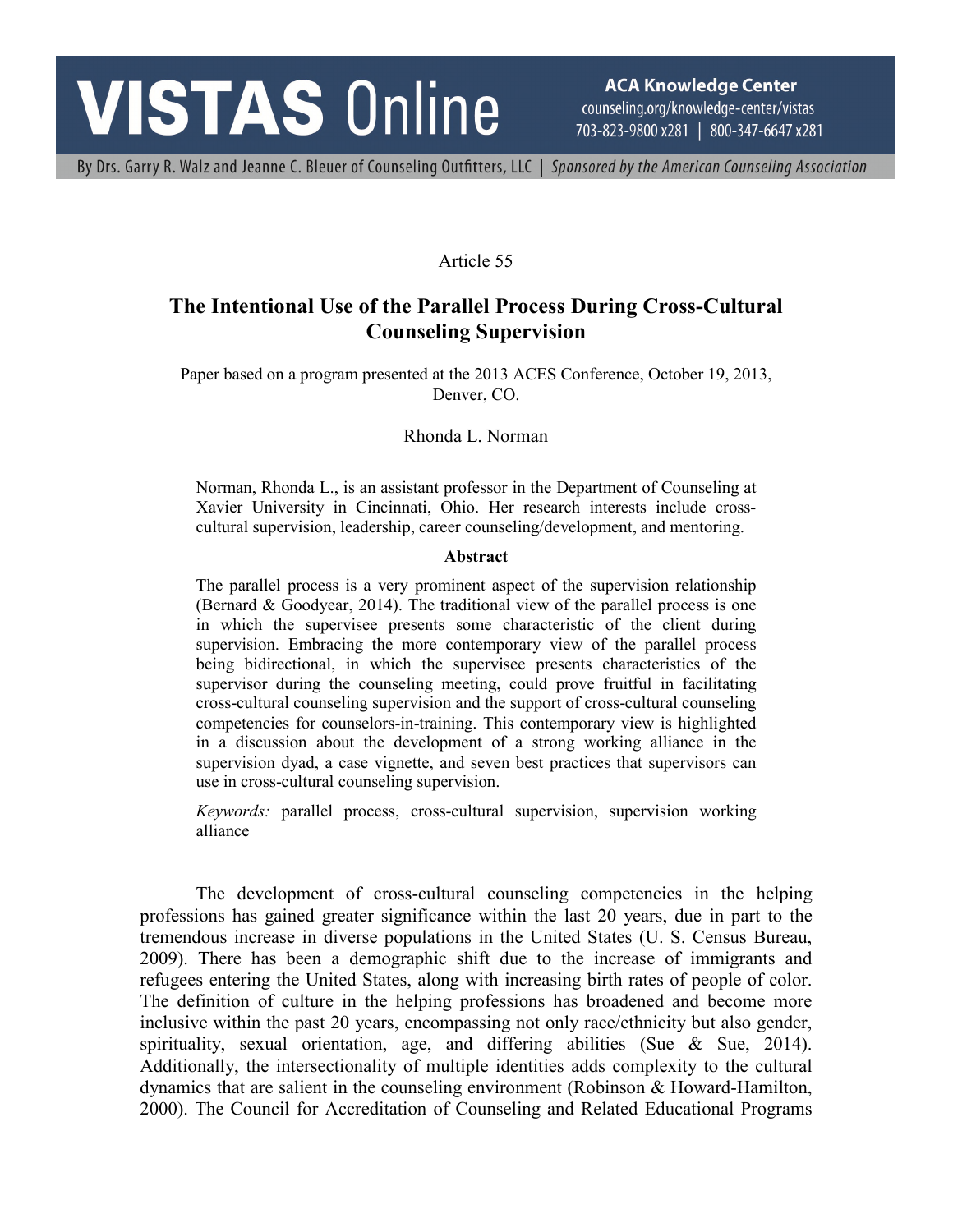Article 55

# The Intentional Use of the Parallel Process During Cross-Cultural Counseling Supervision

Paper based on a program presented at the 2013 ACES Conference, October 19, 2013, Denver, CO.

Rhonda L. Norman

Norman, Rhonda L., is an assistant professor in the Department of Counseling at Xavier University in Cincinnati, Ohio. Her research interests include cross-cultural supervision, leadership, career counseling/development, and mentoring.

**Abstract**

The parallel process is a very prominent aspect of the supervision relationship (Bernard & Goodyear, 2014). The traditional view of the parallel process is one in which the supervisee presents some characteristic of the client during supervision. Embracing the more contemporary view of the parallel process being bidirectional, in which the supervisee presents characteristics of the supervisor during the counseling meeting, could prove fruitful in facilitating cross-cultural counseling supervision and the support of cross-cultural counseling competencies for counselors-in-training. This contemporary view is highlighted in a discussion about the development of a strong working alliance in the supervision dyad, a case vignette, and seven best practices that supervisors can use in cross-cultural counseling supervision.

*Keywords:* parallel process, cross-cultural supervision, supervision working alliance

The development of cross-cultural counseling competencies in the helping professions has gained greater significance within the last 20 years, due in part to the tremendous increase in diverse populations in the United States (U. S. Census Bureau, 2009). There has been a demographic shift due to the increase of immigrants and refugees entering the United States, along with increasing birth rates of people of color. The definition of culture in the helping professions has broadened and become more inclusive within the past 20 years, encompassing not only race/ethnicity but also gender, spirituality, sexual orientation, age, and differing abilities (Sue & Sue, 2014). Additionally, the intersectionality of multiple identities adds complexity to the cultural dynamics that are salient in the counseling environment (Robinson & Howard-Hamilton, 2000). The Council for Accreditation of Counseling and Related Educational Programs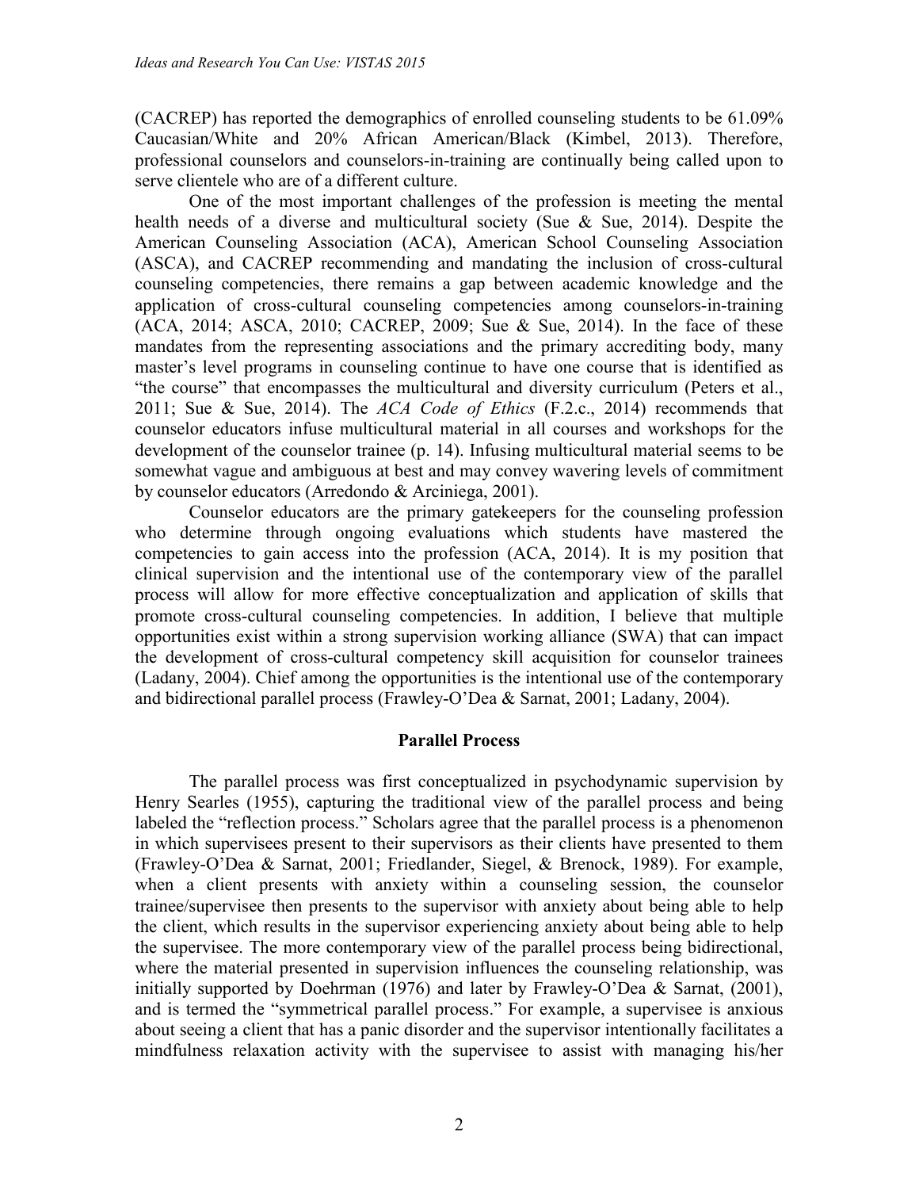(CACREP) has reported the demographics of enrolled counseling students to be 61.09% Caucasian/White and 20% African American/Black (Kimbel, 2013). Therefore, professional counselors and counselors-in-training are continually being called upon to serve clientele who are of a different culture.

One of the most important challenges of the profession is meeting the mental health needs of a diverse and multicultural society (Sue & Sue, 2014). Despite the American Counseling Association (ACA), American School Counseling Association (ASCA), and CACREP recommending and mandating the inclusion of cross-cultural counseling competencies, there remains a gap between academic knowledge and the application of cross-cultural counseling competencies among counselors-in-training (ACA, 2014; ASCA, 2010; CACREP, 2009; Sue & Sue, 2014). In the face of these mandates from the representing associations and the primary accrediting body, many master's level programs in counseling continue to have one course that is identified as "the course" that encompasses the multicultural and diversity curriculum (Peters et al., 2011; Sue & Sue, 2014). The *ACA Code of Ethics* (F.2.c., 2014) recommends that counselor educators infuse multicultural material in all courses and workshops for the development of the counselor trainee (p. 14). Infusing multicultural material seems to be somewhat vague and ambiguous at best and may convey wavering levels of commitment by counselor educators (Arredondo & Arciniega, 2001).

Counselor educators are the primary gatekeepers for the counseling profession who determine through ongoing evaluations which students have mastered the competencies to gain access into the profession (ACA, 2014). It is my position that clinical supervision and the intentional use of the contemporary view of the parallel process will allow for more effective conceptualization and application of skills that promote cross-cultural counseling competencies. In addition, I believe that multiple opportunities exist within a strong supervision working alliance (SWA) that can impact the development of cross-cultural competency skill acquisition for counselor trainees (Ladany, 2004). Chief among the opportunities is the intentional use of the contemporary and bidirectional parallel process (Frawley-O'Dea & Sarnat, 2001; Ladany, 2004).

## Parallel Process

The parallel process was first conceptualized in psychodynamic supervision by Henry Searles (1955), capturing the traditional view of the parallel process and being labeled the "reflection process." Scholars agree that the parallel process is a phenomenon in which supervisees present to their supervisors as their clients have presented to them (Frawley-O'Dea & Sarnat, 2001; Friedlander, Siegel, & Brenock, 1989). For example, when a client presents with anxiety within a counseling session, the counselor trainee/supervisee then presents to the supervisor with anxiety about being able to help the client, which results in the supervisor experiencing anxiety about being able to help the supervisee. The more contemporary view of the parallel process being bidirectional, where the material presented in supervision influences the counseling relationship, was initially supported by Doehrman (1976) and later by Frawley-O'Dea & Sarnat, (2001), and is termed the "symmetrical parallel process." For example, a supervisee is anxious about seeing a client that has a panic disorder and the supervisor intentionally facilitates a mindfulness relaxation activity with the supervisee to assist with managing his/her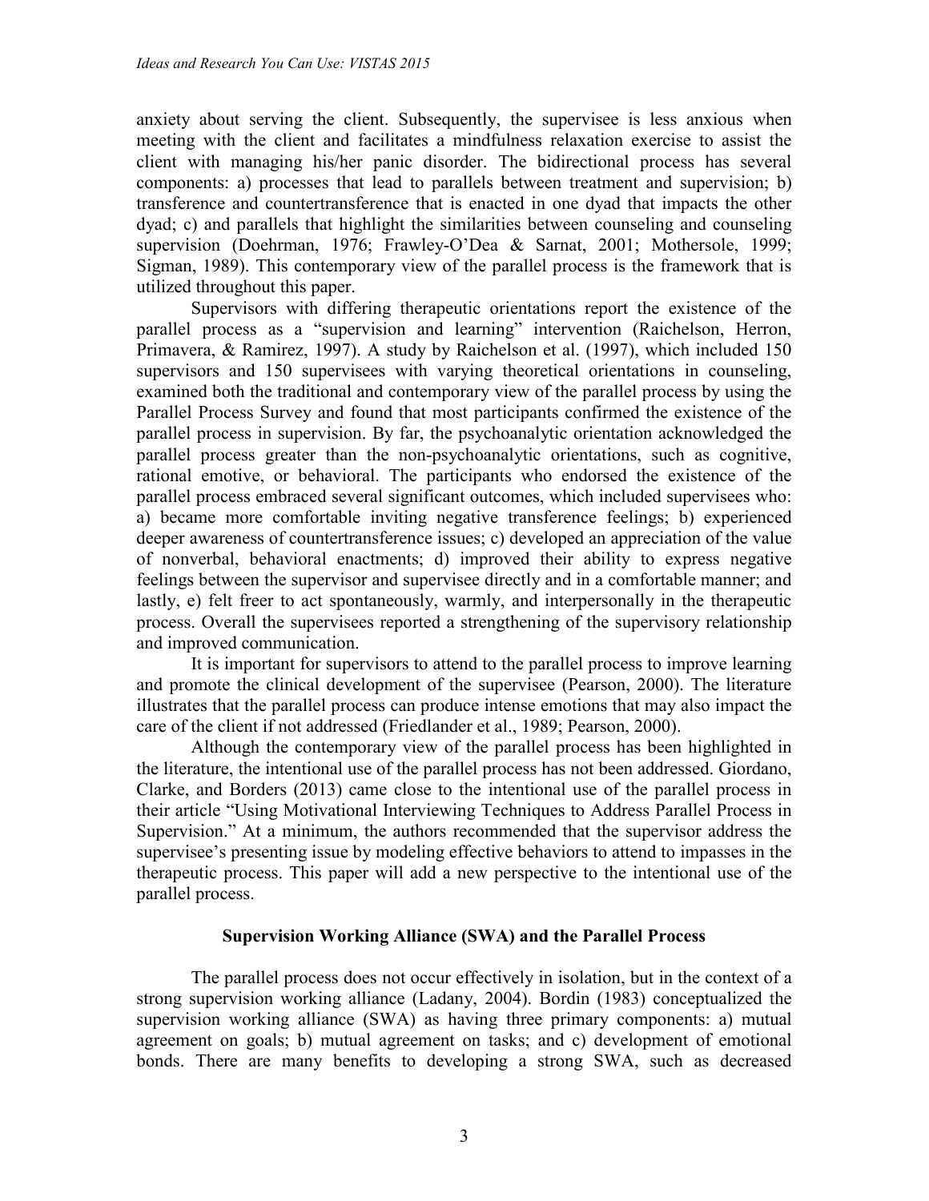anxiety about serving the client. Subsequently, the supervisee is less anxious when meeting with the client and facilitates a mindfulness relaxation exercise to assist the client with managing his/her panic disorder. The bidirectional process has several components: a) processes that lead to parallels between treatment and supervision; b) transference and countertransference that is enacted in one dyad that impacts the other dyad; c) and parallels that highlight the similarities between counseling and counseling supervision (Doehrman, 1976; Frawley-O'Dea & Sarnat, 2001; Mothersole, 1999; Sigman, 1989). This contemporary view of the parallel process is the framework that is utilized throughout this paper.

Supervisors with differing therapeutic orientations report the existence of the parallel process as a "supervision and learning" intervention (Raichelson, Herron, Primavera, & Ramirez, 1997). A study by Raichelson et al. (1997), which included 150 supervisors and 150 supervisees with varying theoretical orientations in counseling, examined both the traditional and contemporary view of the parallel process by using the Parallel Process Survey and found that most participants confirmed the existence of the parallel process in supervision. By far, the psychoanalytic orientation acknowledged the parallel process greater than the non-psychoanalytic orientations, such as cognitive, rational emotive, or behavioral. The participants who endorsed the existence of the parallel process embraced several significant outcomes, which included supervisees who: a) became more comfortable inviting negative transference feelings; b) experienced deeper awareness of countertransference issues; c) developed an appreciation of the value of nonverbal, behavioral enactments; d) improved their ability to express negative feelings between the supervisor and supervisee directly and in a comfortable manner; and lastly, e) felt freer to act spontaneously, warmly, and interpersonally in the therapeutic process. Overall the supervisees reported a strengthening of the supervisory relationship and improved communication.

It is important for supervisors to attend to the parallel process to improve learning and promote the clinical development of the supervisee (Pearson, 2000). The literature illustrates that the parallel process can produce intense emotions that may also impact the care of the client if not addressed (Friedlander et al., 1989; Pearson, 2000).

Although the contemporary view of the parallel process has been highlighted in the literature, the intentional use of the parallel process has not been addressed. Giordano, Clarke, and Borders (2013) came close to the intentional use of the parallel process in their article "Using Motivational Interviewing Techniques to Address Parallel Process in Supervision." At a minimum, the authors recommended that the supervisor address the supervisee's presenting issue by modeling effective behaviors to attend to impasses in the therapeutic process. This paper will add a new perspective to the intentional use of the parallel process.

## Supervision Working Alliance (SWA) and the Parallel Process

The parallel process does not occur effectively in isolation, but in the context of a strong supervision working alliance (Ladany, 2004). Bordin (1983) conceptualized the supervision working alliance (SWA) as having three primary components: a) mutual agreement on goals; b) mutual agreement on tasks; and c) development of emotional bonds. There are many benefits to developing a strong SWA, such as decreased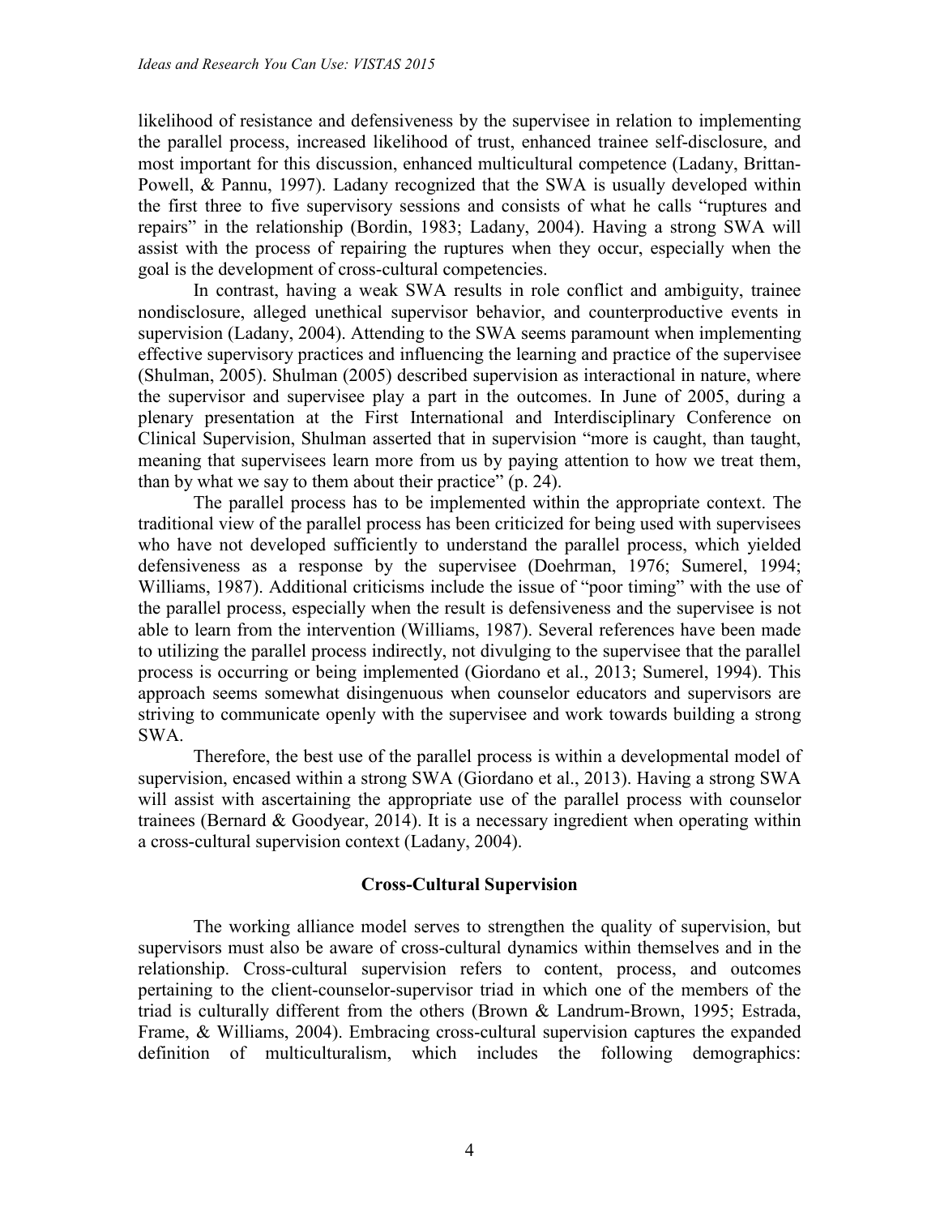likelihood of resistance and defensiveness by the supervisee in relation to implementing the parallel process, increased likelihood of trust, enhanced trainee self-disclosure, and most important for this discussion, enhanced multicultural competence (Ladany, Brittan-Powell, & Pannu, 1997). Ladany recognized that the SWA is usually developed within the first three to five supervisory sessions and consists of what he calls "ruptures and repairs" in the relationship (Bordin, 1983; Ladany, 2004). Having a strong SWA will assist with the process of repairing the ruptures when they occur, especially when the goal is the development of cross-cultural competencies.

In contrast, having a weak SWA results in role conflict and ambiguity, trainee nondisclosure, alleged unethical supervisor behavior, and counterproductive events in supervision (Ladany, 2004). Attending to the SWA seems paramount when implementing effective supervisory practices and influencing the learning and practice of the supervisee (Shulman, 2005). Shulman (2005) described supervision as interactional in nature, where the supervisor and supervisee play a part in the outcomes. In June of 2005, during a plenary presentation at the First International and Interdisciplinary Conference on Clinical Supervision, Shulman asserted that in supervision "more is caught, than taught, meaning that supervisees learn more from us by paying attention to how we treat them, than by what we say to them about their practice" (p. 24).

The parallel process has to be implemented within the appropriate context. The traditional view of the parallel process has been criticized for being used with supervisees who have not developed sufficiently to understand the parallel process, which yielded defensiveness as a response by the supervisee (Doehrman, 1976; Sumerel, 1994; Williams, 1987). Additional criticisms include the issue of "poor timing" with the use of the parallel process, especially when the result is defensiveness and the supervisee is not able to learn from the intervention (Williams, 1987). Several references have been made to utilizing the parallel process indirectly, not divulging to the supervisee that the parallel process is occurring or being implemented (Giordano et al., 2013; Sumerel, 1994). This approach seems somewhat disingenuous when counselor educators and supervisors are striving to communicate openly with the supervisee and work towards building a strong SWA.

Therefore, the best use of the parallel process is within a developmental model of supervision, encased within a strong SWA (Giordano et al., 2013). Having a strong SWA will assist with ascertaining the appropriate use of the parallel process with counselor trainees (Bernard & Goodyear, 2014). It is a necessary ingredient when operating within a cross-cultural supervision context (Ladany, 2004).

## Cross-Cultural Supervision

The working alliance model serves to strengthen the quality of supervision, but supervisors must also be aware of cross-cultural dynamics within themselves and in the relationship. Cross-cultural supervision refers to content, process, and outcomes pertaining to the client-counselor-supervisor triad in which one of the members of the triad is culturally different from the others (Brown & Landrum-Brown, 1995; Estrada, Frame, & Williams, 2004). Embracing cross-cultural supervision captures the expanded definition of multiculturalism, which includes the following demographics: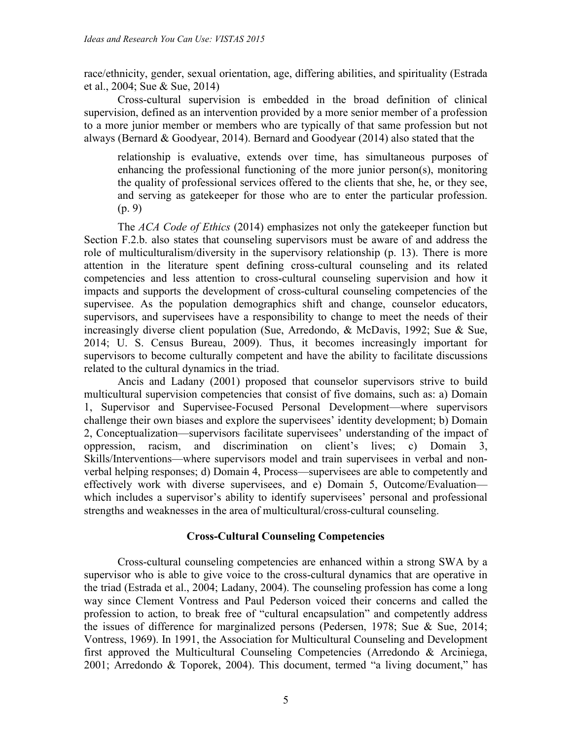race/ethnicity, gender, sexual orientation, age, differing abilities, and spirituality (Estrada et al., 2004; Sue & Sue, 2014)

Cross-cultural supervision is embedded in the broad definition of clinical supervision, defined as an intervention provided by a more senior member of a profession to a more junior member or members who are typically of that same profession but not always (Bernard & Goodyear, 2014). Bernard and Goodyear (2014) also stated that the

> relationship is evaluative, extends over time, has simultaneous purposes of enhancing the professional functioning of the more junior person(s), monitoring the quality of professional services offered to the clients that she, he, or they see, and serving as gatekeeper for those who are to enter the particular profession. (p. 9)

The *ACA Code of Ethics* (2014) emphasizes not only the gatekeeper function but Section F.2.b. also states that counseling supervisors must be aware of and address the role of multiculturalism/diversity in the supervisory relationship (p. 13). There is more attention in the literature spent defining cross-cultural counseling and its related competencies and less attention to cross-cultural counseling supervision and how it impacts and supports the development of cross-cultural counseling competencies of the supervisee. As the population demographics shift and change, counselor educators, supervisors, and supervisees have a responsibility to change to meet the needs of their increasingly diverse client population (Sue, Arredondo, & McDavis, 1992; Sue & Sue, 2014; U. S. Census Bureau, 2009). Thus, it becomes increasingly important for supervisors to become culturally competent and have the ability to facilitate discussions related to the cultural dynamics in the triad.

Ancis and Ladany (2001) proposed that counselor supervisors strive to build multicultural supervision competencies that consist of five domains, such as: a) Domain 1, Supervisor and Supervisee-Focused Personal Development—where supervisors challenge their own biases and explore the supervisees' identity development; b) Domain 2, Conceptualization—supervisors facilitate supervisees' understanding of the impact of oppression, racism, and discrimination on client's lives; c) Domain 3, Skills/Interventions—where supervisors model and train supervisees in verbal and non-verbal helping responses; d) Domain 4, Process—supervisees are able to competently and effectively work with diverse supervisees, and e) Domain 5, Outcome/Evaluation—which includes a supervisor's ability to identify supervisees' personal and professional strengths and weaknesses in the area of multicultural/cross-cultural counseling.

## Cross-Cultural Counseling Competencies

Cross-cultural counseling competencies are enhanced within a strong SWA by a supervisor who is able to give voice to the cross-cultural dynamics that are operative in the triad (Estrada et al., 2004; Ladany, 2004). The counseling profession has come a long way since Clement Vontress and Paul Pederson voiced their concerns and called the profession to action, to break free of "cultural encapsulation" and competently address the issues of difference for marginalized persons (Pedersen, 1978; Sue & Sue, 2014; Vontress, 1969). In 1991, the Association for Multicultural Counseling and Development first approved the Multicultural Counseling Competencies (Arredondo & Arciniega, 2001; Arredondo & Toporek, 2004). This document, termed "a living document," has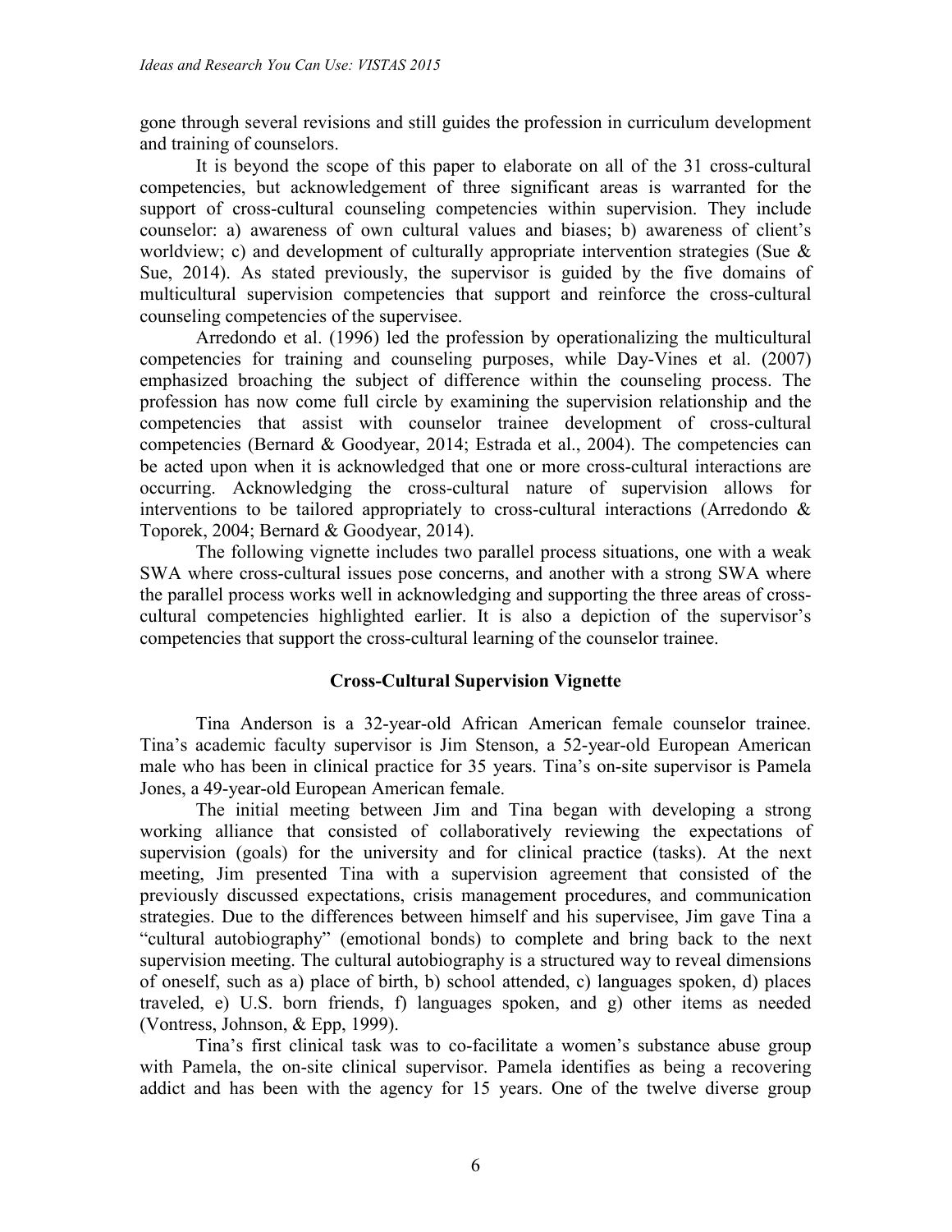gone through several revisions and still guides the profession in curriculum development and training of counselors.

It is beyond the scope of this paper to elaborate on all of the 31 cross-cultural competencies, but acknowledgement of three significant areas is warranted for the support of cross-cultural counseling competencies within supervision. They include counselor: a) awareness of own cultural values and biases; b) awareness of client's worldview; c) and development of culturally appropriate intervention strategies (Sue & Sue, 2014). As stated previously, the supervisor is guided by the five domains of multicultural supervision competencies that support and reinforce the cross-cultural counseling competencies of the supervisee.

Arredondo et al. (1996) led the profession by operationalizing the multicultural competencies for training and counseling purposes, while Day-Vines et al. (2007) emphasized broaching the subject of difference within the counseling process. The profession has now come full circle by examining the supervision relationship and the competencies that assist with counselor trainee development of cross-cultural competencies (Bernard & Goodyear, 2014; Estrada et al., 2004). The competencies can be acted upon when it is acknowledged that one or more cross-cultural interactions are occurring. Acknowledging the cross-cultural nature of supervision allows for interventions to be tailored appropriately to cross-cultural interactions (Arredondo & Toporek, 2004; Bernard & Goodyear, 2014).

The following vignette includes two parallel process situations, one with a weak SWA where cross-cultural issues pose concerns, and another with a strong SWA where the parallel process works well in acknowledging and supporting the three areas of cross-cultural competencies highlighted earlier. It is also a depiction of the supervisor's competencies that support the cross-cultural learning of the counselor trainee.

## Cross-Cultural Supervision Vignette

Tina Anderson is a 32-year-old African American female counselor trainee. Tina's academic faculty supervisor is Jim Stenson, a 52-year-old European American male who has been in clinical practice for 35 years. Tina's on-site supervisor is Pamela Jones, a 49-year-old European American female.

The initial meeting between Jim and Tina began with developing a strong working alliance that consisted of collaboratively reviewing the expectations of supervision (goals) for the university and for clinical practice (tasks). At the next meeting, Jim presented Tina with a supervision agreement that consisted of the previously discussed expectations, crisis management procedures, and communication strategies. Due to the differences between himself and his supervisee, Jim gave Tina a "cultural autobiography" (emotional bonds) to complete and bring back to the next supervision meeting. The cultural autobiography is a structured way to reveal dimensions of oneself, such as a) place of birth, b) school attended, c) languages spoken, d) places traveled, e) U.S. born friends, f) languages spoken, and g) other items as needed (Vontress, Johnson, & Epp, 1999).

Tina's first clinical task was to co-facilitate a women's substance abuse group with Pamela, the on-site clinical supervisor. Pamela identifies as being a recovering addict and has been with the agency for 15 years. One of the twelve diverse group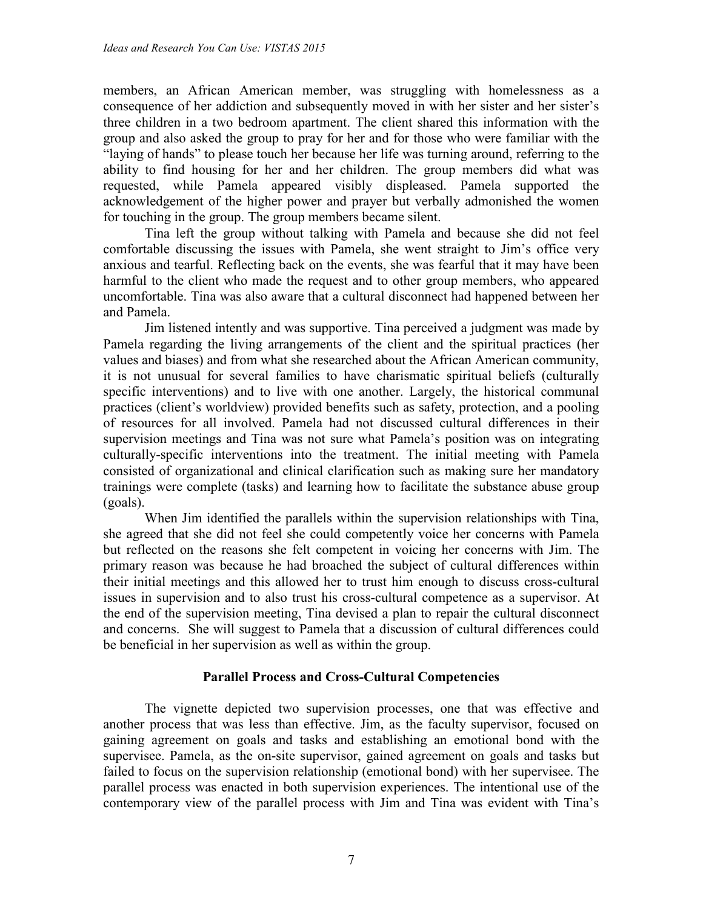members, an African American member, was struggling with homelessness as a consequence of her addiction and subsequently moved in with her sister and her sister's three children in a two bedroom apartment. The client shared this information with the group and also asked the group to pray for her and for those who were familiar with the "laying of hands" to please touch her because her life was turning around, referring to the ability to find housing for her and her children. The group members did what was requested, while Pamela appeared visibly displeased. Pamela supported the acknowledgement of the higher power and prayer but verbally admonished the women for touching in the group. The group members became silent.

Tina left the group without talking with Pamela and because she did not feel comfortable discussing the issues with Pamela, she went straight to Jim's office very anxious and tearful. Reflecting back on the events, she was fearful that it may have been harmful to the client who made the request and to other group members, who appeared uncomfortable. Tina was also aware that a cultural disconnect had happened between her and Pamela.

Jim listened intently and was supportive. Tina perceived a judgment was made by Pamela regarding the living arrangements of the client and the spiritual practices (her values and biases) and from what she researched about the African American community, it is not unusual for several families to have charismatic spiritual beliefs (culturally specific interventions) and to live with one another. Largely, the historical communal practices (client's worldview) provided benefits such as safety, protection, and a pooling of resources for all involved. Pamela had not discussed cultural differences in their supervision meetings and Tina was not sure what Pamela's position was on integrating culturally-specific interventions into the treatment. The initial meeting with Pamela consisted of organizational and clinical clarification such as making sure her mandatory trainings were complete (tasks) and learning how to facilitate the substance abuse group (goals).

When Jim identified the parallels within the supervision relationships with Tina, she agreed that she did not feel she could competently voice her concerns with Pamela but reflected on the reasons she felt competent in voicing her concerns with Jim. The primary reason was because he had broached the subject of cultural differences within their initial meetings and this allowed her to trust him enough to discuss cross-cultural issues in supervision and to also trust his cross-cultural competence as a supervisor. At the end of the supervision meeting, Tina devised a plan to repair the cultural disconnect and concerns. She will suggest to Pamela that a discussion of cultural differences could be beneficial in her supervision as well as within the group.

### Parallel Process and Cross-Cultural Competencies

The vignette depicted two supervision processes, one that was effective and another process that was less than effective. Jim, as the faculty supervisor, focused on gaining agreement on goals and tasks and establishing an emotional bond with the supervisee. Pamela, as the on-site supervisor, gained agreement on goals and tasks but failed to focus on the supervision relationship (emotional bond) with her supervisee. The parallel process was enacted in both supervision experiences. The intentional use of the contemporary view of the parallel process with Jim and Tina was evident with Tina's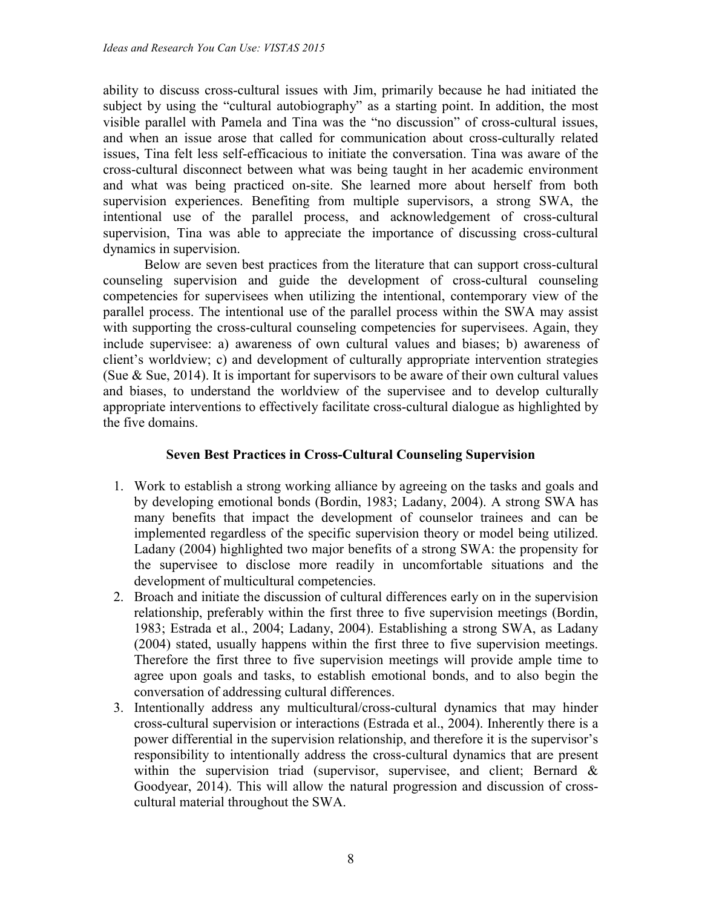ability to discuss cross-cultural issues with Jim, primarily because he had initiated the subject by using the "cultural autobiography" as a starting point. In addition, the most visible parallel with Pamela and Tina was the "no discussion" of cross-cultural issues, and when an issue arose that called for communication about cross-culturally related issues, Tina felt less self-efficacious to initiate the conversation. Tina was aware of the cross-cultural disconnect between what was being taught in her academic environment and what was being practiced on-site. She learned more about herself from both supervision experiences. Benefiting from multiple supervisors, a strong SWA, the intentional use of the parallel process, and acknowledgement of cross-cultural supervision, Tina was able to appreciate the importance of discussing cross-cultural dynamics in supervision.

Below are seven best practices from the literature that can support cross-cultural counseling supervision and guide the development of cross-cultural counseling competencies for supervisees when utilizing the intentional, contemporary view of the parallel process. The intentional use of the parallel process within the SWA may assist with supporting the cross-cultural counseling competencies for supervisees. Again, they include supervisee: a) awareness of own cultural values and biases; b) awareness of client's worldview; c) and development of culturally appropriate intervention strategies (Sue & Sue, 2014). It is important for supervisors to be aware of their own cultural values and biases, to understand the worldview of the supervisee and to develop culturally appropriate interventions to effectively facilitate cross-cultural dialogue as highlighted by the five domains.

### Seven Best Practices in Cross-Cultural Counseling Supervision

1. Work to establish a strong working alliance by agreeing on the tasks and goals and by developing emotional bonds (Bordin, 1983; Ladany, 2004). A strong SWA has many benefits that impact the development of counselor trainees and can be implemented regardless of the specific supervision theory or model being utilized. Ladany (2004) highlighted two major benefits of a strong SWA: the propensity for the supervisee to disclose more readily in uncomfortable situations and the development of multicultural competencies.
2. Broach and initiate the discussion of cultural differences early on in the supervision relationship, preferably within the first three to five supervision meetings (Bordin, 1983; Estrada et al., 2004; Ladany, 2004). Establishing a strong SWA, as Ladany (2004) stated, usually happens within the first three to five supervision meetings. Therefore the first three to five supervision meetings will provide ample time to agree upon goals and tasks, to establish emotional bonds, and to also begin the conversation of addressing cultural differences.
3. Intentionally address any multicultural/cross-cultural dynamics that may hinder cross-cultural supervision or interactions (Estrada et al., 2004). Inherently there is a power differential in the supervision relationship, and therefore it is the supervisor's responsibility to intentionally address the cross-cultural dynamics that are present within the supervision triad (supervisor, supervisee, and client; Bernard & Goodyear, 2014). This will allow the natural progression and discussion of cross-cultural material throughout the SWA.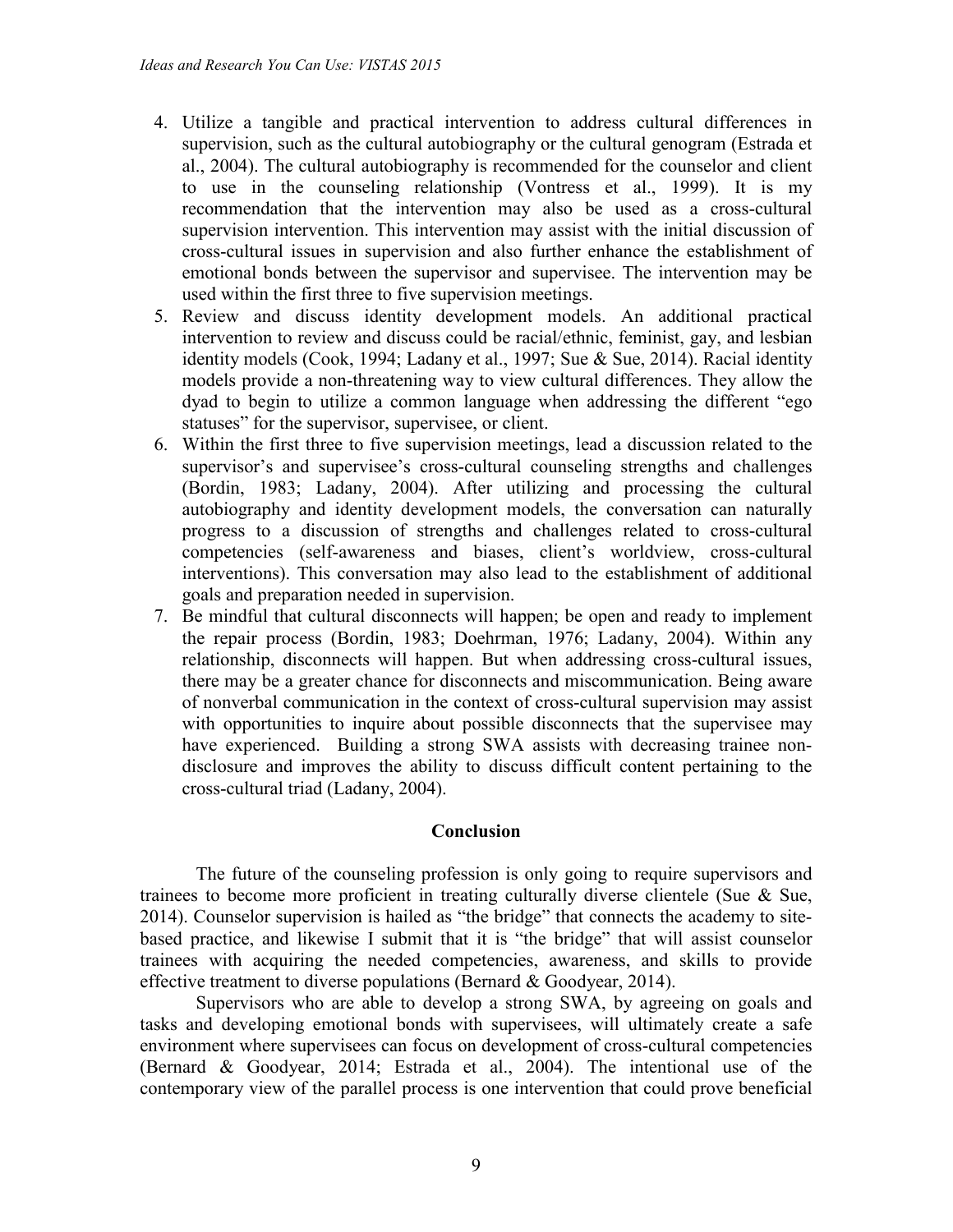4. Utilize a tangible and practical intervention to address cultural differences in supervision, such as the cultural autobiography or the cultural genogram (Estrada et al., 2004). The cultural autobiography is recommended for the counselor and client to use in the counseling relationship (Vontress et al., 1999). It is my recommendation that the intervention may also be used as a cross-cultural supervision intervention. This intervention may assist with the initial discussion of cross-cultural issues in supervision and also further enhance the establishment of emotional bonds between the supervisor and supervisee. The intervention may be used within the first three to five supervision meetings.
5. Review and discuss identity development models. An additional practical intervention to review and discuss could be racial/ethnic, feminist, gay, and lesbian identity models (Cook, 1994; Ladany et al., 1997; Sue & Sue, 2014). Racial identity models provide a non-threatening way to view cultural differences. They allow the dyad to begin to utilize a common language when addressing the different "ego statuses" for the supervisor, supervisee, or client.
6. Within the first three to five supervision meetings, lead a discussion related to the supervisor's and supervisee's cross-cultural counseling strengths and challenges (Bordin, 1983; Ladany, 2004). After utilizing and processing the cultural autobiography and identity development models, the conversation can naturally progress to a discussion of strengths and challenges related to cross-cultural competencies (self-awareness and biases, client's worldview, cross-cultural interventions). This conversation may also lead to the establishment of additional goals and preparation needed in supervision.
7. Be mindful that cultural disconnects will happen; be open and ready to implement the repair process (Bordin, 1983; Doehrman, 1976; Ladany, 2004). Within any relationship, disconnects will happen. But when addressing cross-cultural issues, there may be a greater chance for disconnects and miscommunication. Being aware of nonverbal communication in the context of cross-cultural supervision may assist with opportunities to inquire about possible disconnects that the supervisee may have experienced. Building a strong SWA assists with decreasing trainee non-disclosure and improves the ability to discuss difficult content pertaining to the cross-cultural triad (Ladany, 2004).

## Conclusion

The future of the counseling profession is only going to require supervisors and trainees to become more proficient in treating culturally diverse clientele (Sue & Sue, 2014). Counselor supervision is hailed as "the bridge" that connects the academy to site-based practice, and likewise I submit that it is "the bridge" that will assist counselor trainees with acquiring the needed competencies, awareness, and skills to provide effective treatment to diverse populations (Bernard & Goodyear, 2014).

Supervisors who are able to develop a strong SWA, by agreeing on goals and tasks and developing emotional bonds with supervisees, will ultimately create a safe environment where supervisees can focus on development of cross-cultural competencies (Bernard & Goodyear, 2014; Estrada et al., 2004). The intentional use of the contemporary view of the parallel process is one intervention that could prove beneficial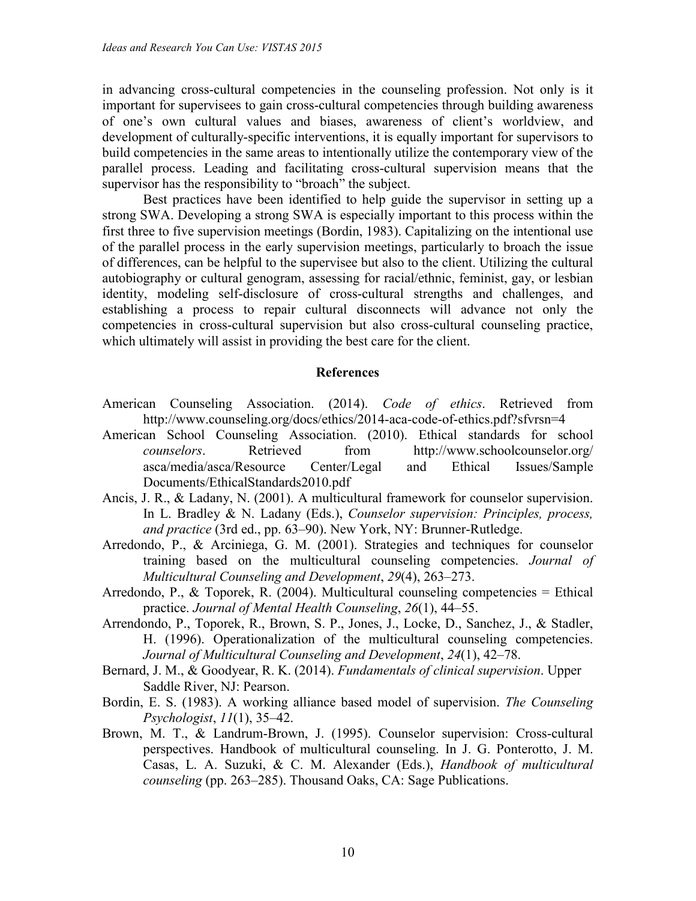in advancing cross-cultural competencies in the counseling profession. Not only is it important for supervisees to gain cross-cultural competencies through building awareness of one's own cultural values and biases, awareness of client's worldview, and development of culturally-specific interventions, it is equally important for supervisors to build competencies in the same areas to intentionally utilize the contemporary view of the parallel process. Leading and facilitating cross-cultural supervision means that the supervisor has the responsibility to "broach" the subject.

Best practices have been identified to help guide the supervisor in setting up a strong SWA. Developing a strong SWA is especially important to this process within the first three to five supervision meetings (Bordin, 1983). Capitalizing on the intentional use of the parallel process in the early supervision meetings, particularly to broach the issue of differences, can be helpful to the supervisee but also to the client. Utilizing the cultural autobiography or cultural genogram, assessing for racial/ethnic, feminist, gay, or lesbian identity, modeling self-disclosure of cross-cultural strengths and challenges, and establishing a process to repair cultural disconnects will advance not only the competencies in cross-cultural supervision but also cross-cultural counseling practice, which ultimately will assist in providing the best care for the client.

## References

American Counseling Association. (2014). *Code of ethics*. Retrieved from http://www.counseling.org/docs/ethics/2014-aca-code-of-ethics.pdf?sfvrsn=4

American School Counseling Association. (2010). Ethical standards for school *counselors*. Retrieved from http://www.schoolcounselor.org/asca/media/asca/Resource Center/Legal and Ethical Issues/Sample Documents/EthicalStandards2010.pdf

Ancis, J. R., & Ladany, N. (2001). A multicultural framework for counselor supervision. In L. Bradley & N. Ladany (Eds.), *Counselor supervision: Principles, process, and practice* (3rd ed., pp. 63–90). New York, NY: Brunner-Rutledge.

Arredondo, P., & Arciniega, G. M. (2001). Strategies and techniques for counselor training based on the multicultural counseling competencies. *Journal of Multicultural Counseling and Development*, *29*(4), 263–273.

Arredondo, P., & Toporek, R. (2004). Multicultural counseling competencies = Ethical practice. *Journal of Mental Health Counseling*, *26*(1), 44–55.

Arrendondo, P., Toporek, R., Brown, S. P., Jones, J., Locke, D., Sanchez, J., & Stadler, H. (1996). Operationalization of the multicultural counseling competencies. *Journal of Multicultural Counseling and Development*, *24*(1), 42–78.

Bernard, J. M., & Goodyear, R. K. (2014). *Fundamentals of clinical supervision*. Upper Saddle River, NJ: Pearson.

Bordin, E. S. (1983). A working alliance based model of supervision. *The Counseling Psychologist*, *11*(1), 35–42.

Brown, M. T., & Landrum-Brown, J. (1995). Counselor supervision: Cross-cultural perspectives. Handbook of multicultural counseling. In J. G. Ponterotto, J. M. Casas, L. A. Suzuki, & C. M. Alexander (Eds.), *Handbook of multicultural counseling* (pp. 263–285). Thousand Oaks, CA: Sage Publications.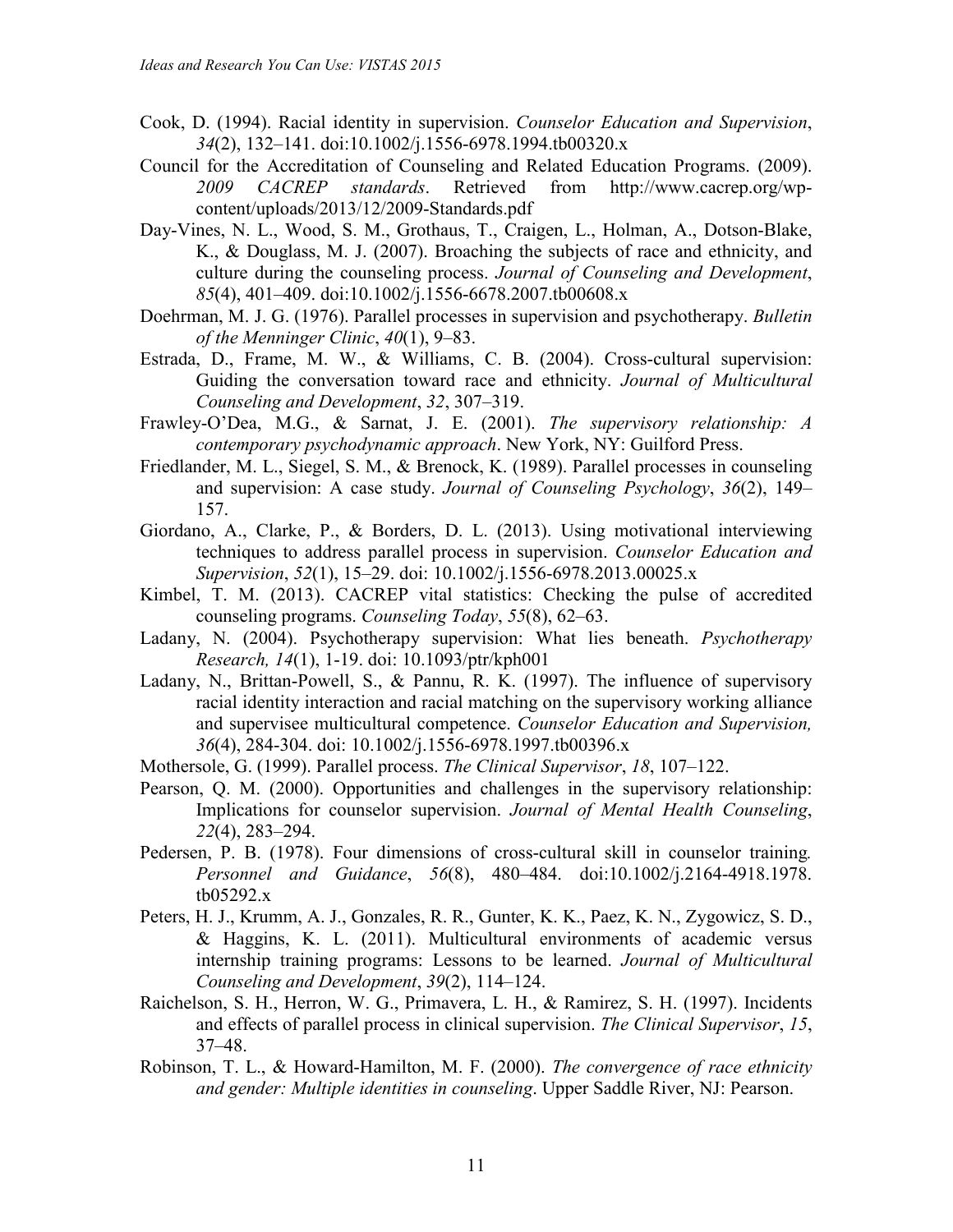Cook, D. (1994). Racial identity in supervision. *Counselor Education and Supervision*, *34*(2), 132–141. doi:10.1002/j.1556-6978.1994.tb00320.x

Council for the Accreditation of Counseling and Related Education Programs. (2009). *2009 CACREP standards*. Retrieved from http://www.cacrep.org/wp-content/uploads/2013/12/2009-Standards.pdf

Day-Vines, N. L., Wood, S. M., Grothaus, T., Craigen, L., Holman, A., Dotson-Blake, K., & Douglass, M. J. (2007). Broaching the subjects of race and ethnicity, and culture during the counseling process. *Journal of Counseling and Development*, *85*(4), 401–409. doi:10.1002/j.1556-6678.2007.tb00608.x

Doehrman, M. J. G. (1976). Parallel processes in supervision and psychotherapy. *Bulletin of the Menninger Clinic*, *40*(1), 9–83.

Estrada, D., Frame, M. W., & Williams, C. B. (2004). Cross-cultural supervision: Guiding the conversation toward race and ethnicity. *Journal of Multicultural Counseling and Development*, *32*, 307–319.

Frawley-O'Dea, M.G., & Sarnat, J. E. (2001). *The supervisory relationship: A contemporary psychodynamic approach*. New York, NY: Guilford Press.

Friedlander, M. L., Siegel, S. M., & Brenock, K. (1989). Parallel processes in counseling and supervision: A case study. *Journal of Counseling Psychology*, *36*(2), 149–157.

Giordano, A., Clarke, P., & Borders, D. L. (2013). Using motivational interviewing techniques to address parallel process in supervision. *Counselor Education and Supervision*, *52*(1), 15–29. doi: 10.1002/j.1556-6978.2013.00025.x

Kimbel, T. M. (2013). CACREP vital statistics: Checking the pulse of accredited counseling programs. *Counseling Today*, *55*(8), 62–63.

Ladany, N. (2004). Psychotherapy supervision: What lies beneath. *Psychotherapy Research, 14*(1), 1-19. doi: 10.1093/ptr/kph001

Ladany, N., Brittan-Powell, S., & Pannu, R. K. (1997). The influence of supervisory racial identity interaction and racial matching on the supervisory working alliance and supervisee multicultural competence. *Counselor Education and Supervision, 36*(4), 284-304. doi: 10.1002/j.1556-6978.1997.tb00396.x

Mothersole, G. (1999). Parallel process. *The Clinical Supervisor*, *18*, 107–122.

Pearson, Q. M. (2000). Opportunities and challenges in the supervisory relationship: Implications for counselor supervision. *Journal of Mental Health Counseling*, *22*(4), 283–294.

Pedersen, P. B. (1978). Four dimensions of cross-cultural skill in counselor training. *Personnel and Guidance*, *56*(8), 480–484. doi:10.1002/j.2164-4918.1978.tb05292.x

Peters, H. J., Krumm, A. J., Gonzales, R. R., Gunter, K. K., Paez, K. N., Zygowicz, S. D., & Haggins, K. L. (2011). Multicultural environments of academic versus internship training programs: Lessons to be learned. *Journal of Multicultural Counseling and Development*, *39*(2), 114–124.

Raichelson, S. H., Herron, W. G., Primavera, L. H., & Ramirez, S. H. (1997). Incidents and effects of parallel process in clinical supervision. *The Clinical Supervisor*, *15*, 37–48.

Robinson, T. L., & Howard-Hamilton, M. F. (2000). *The convergence of race ethnicity and gender: Multiple identities in counseling*. Upper Saddle River, NJ: Pearson.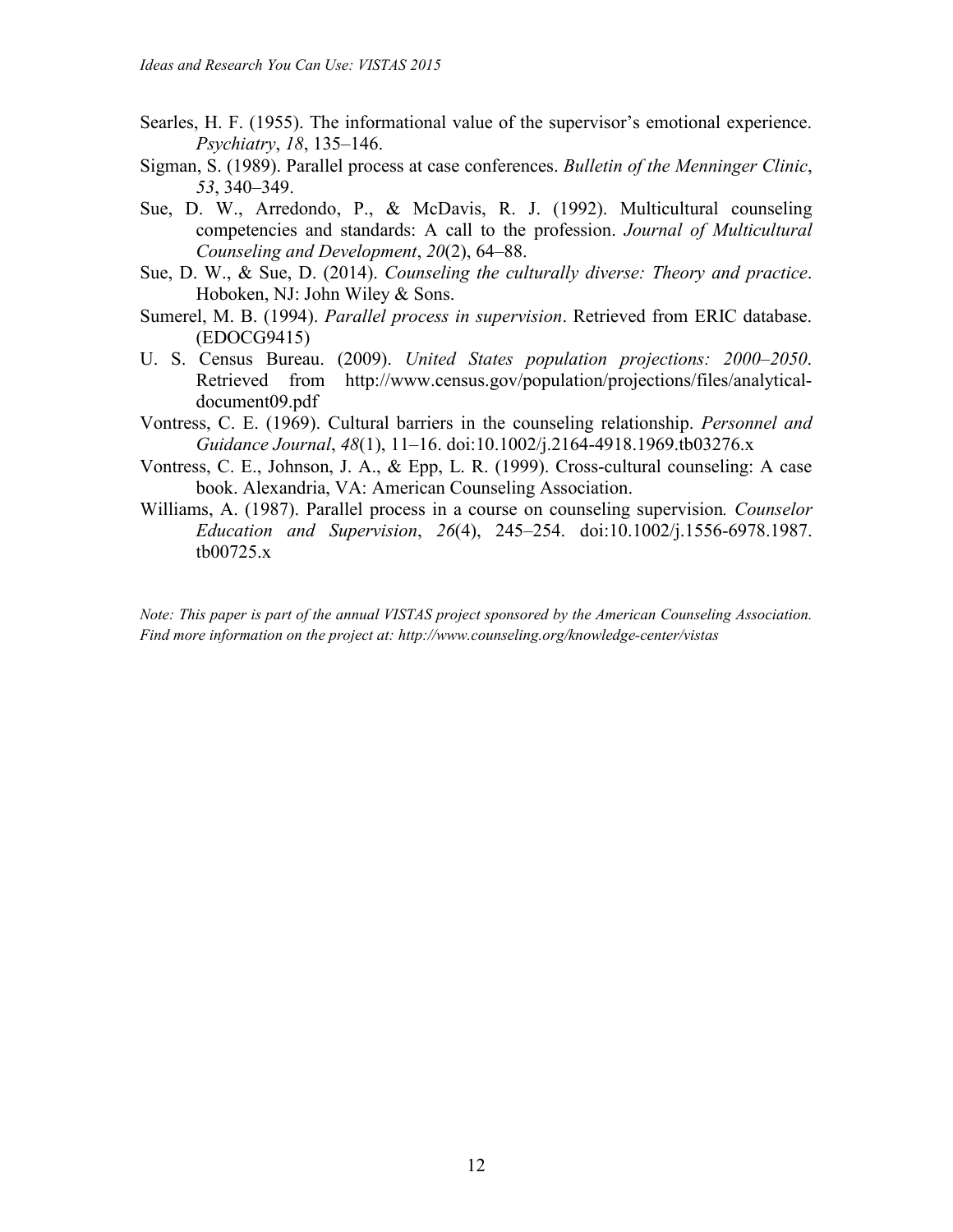Searles, H. F. (1955). The informational value of the supervisor's emotional experience. *Psychiatry*, *18*, 135–146.

Sigman, S. (1989). Parallel process at case conferences. *Bulletin of the Menninger Clinic*, *53*, 340–349.

Sue, D. W., Arredondo, P., & McDavis, R. J. (1992). Multicultural counseling competencies and standards: A call to the profession. *Journal of Multicultural Counseling and Development*, *20*(2), 64–88.

Sue, D. W., & Sue, D. (2014). *Counseling the culturally diverse: Theory and practice*. Hoboken, NJ: John Wiley & Sons.

Sumerel, M. B. (1994). *Parallel process in supervision*. Retrieved from ERIC database. (EDOCG9415)

U. S. Census Bureau. (2009). *United States population projections: 2000–2050*. Retrieved from http://www.census.gov/population/projections/files/analytical-document09.pdf

Vontress, C. E. (1969). Cultural barriers in the counseling relationship. *Personnel and Guidance Journal*, *48*(1), 11–16. doi:10.1002/j.2164-4918.1969.tb03276.x

Vontress, C. E., Johnson, J. A., & Epp, L. R. (1999). Cross-cultural counseling: A case book. Alexandria, VA: American Counseling Association.

Williams, A. (1987). Parallel process in a course on counseling supervision. *Counselor Education and Supervision*, *26*(4), 245–254. doi:10.1002/j.1556-6978.1987.tb00725.x

*Note: This paper is part of the annual VISTAS project sponsored by the American Counseling Association. Find more information on the project at: http://www.counseling.org/knowledge-center/vistas*